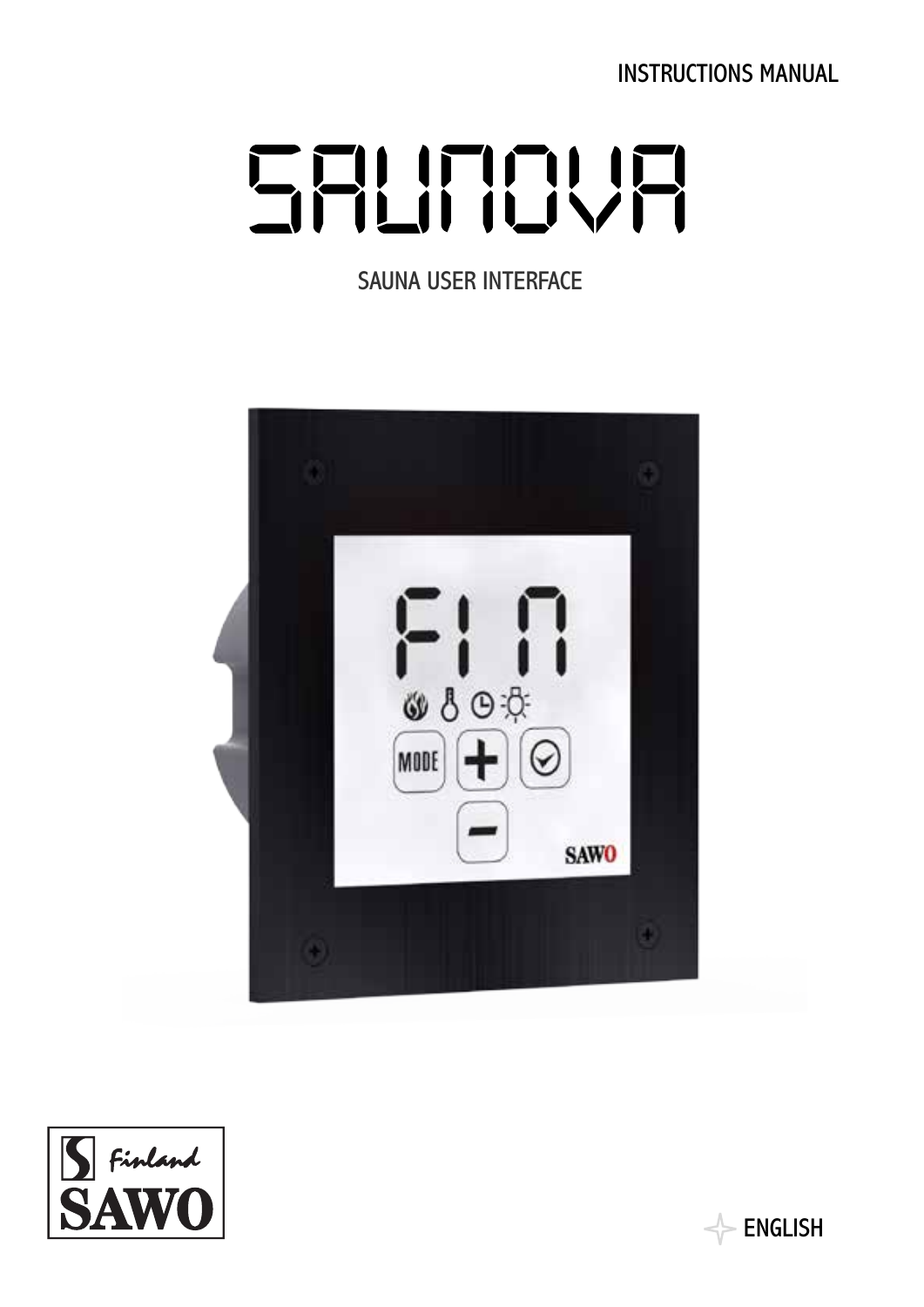INSTRUCTIONS MANUAL

# SAUNOVA

SAUNA USER INTERFACE

ENGLISH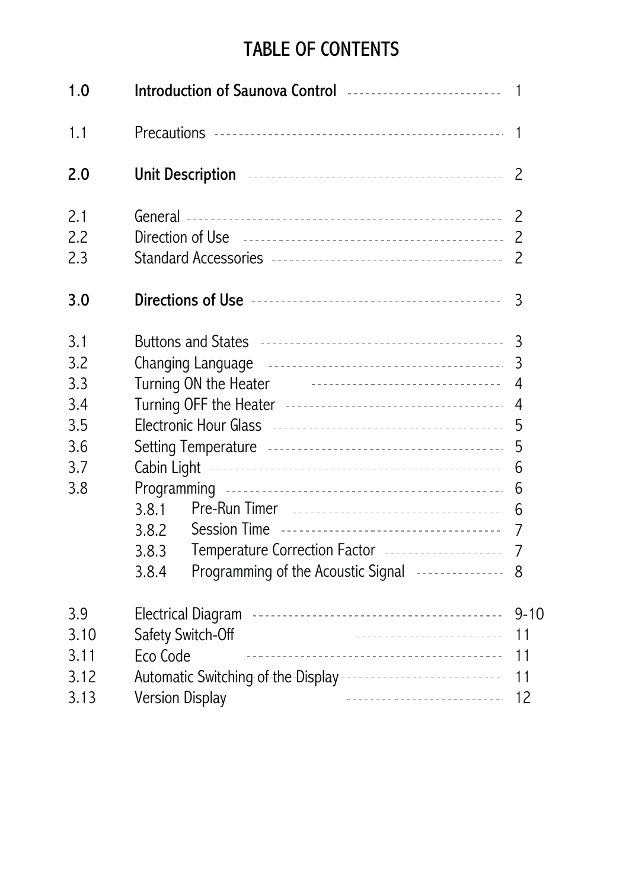# TABLE OF CONTENTS

| | | |
|---|---|---|
| **1.0** | **Introduction of Saunova Control** | 1 |
| 1.1 | Precautions | 1 |
| **2.0** | **Unit Description** | 2 |
| 2.1 | General | 2 |
| 2.2 | Direction of Use | 2 |
| 2.3 | Standard Accessories | 2 |
| **3.0** | **Directions of Use** | 3 |
| 3.1 | Buttons and States | 3 |
| 3.2 | Changing Language | 3 |
| 3.3 | Turning ON the Heater | 4 |
| 3.4 | Turning OFF the Heater | 4 |
| 3.5 | Electronic Hour Glass | 5 |
| 3.6 | Setting Temperature | 5 |
| 3.7 | Cabin Light | 6 |
| 3.8 | Programming | 6 |
| | 3.8.1 Pre-Run Timer | 6 |
| | 3.8.2 Session Time | 7 |
| | 3.8.3 Temperature Correction Factor | 7 |
| | 3.8.4 Programming of the Acoustic Signal | 8 |
| 3.9 | Electrical Diagram | 9-10 |
| 3.10 | Safety Switch-Off | 11 |
| 3.11 | Eco Code | 11 |
| 3.12 | Automatic Switching of the Display | 11 |
| 3.13 | Version Display | 12 |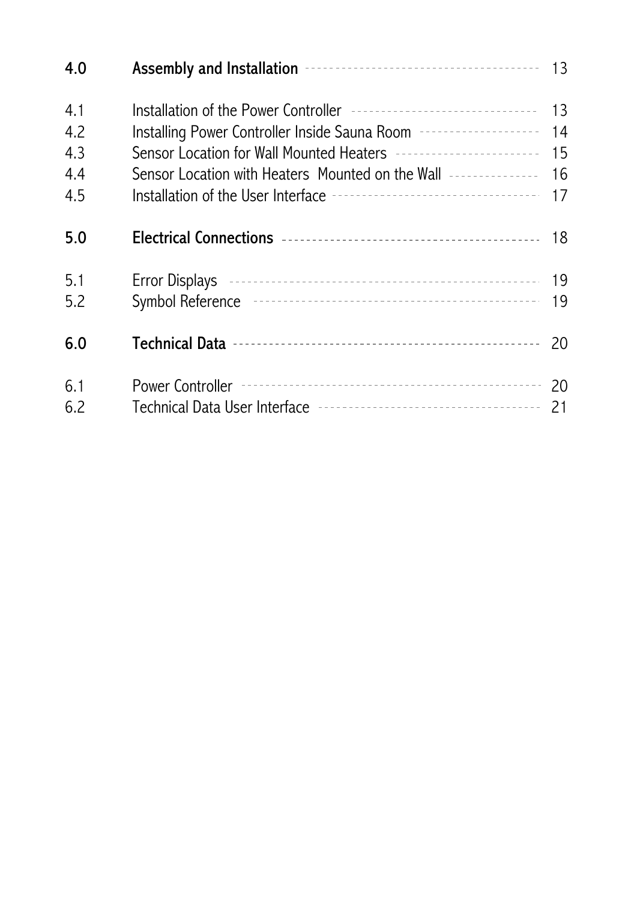| | | |
|---|---|---|
| **4.0** | **Assembly and Installation** | 13 |
| 4.1 | Installation of the Power Controller | 13 |
| 4.2 | Installing Power Controller Inside Sauna Room | 14 |
| 4.3 | Sensor Location for Wall Mounted Heaters | 15 |
| 4.4 | Sensor Location with Heaters Mounted on the Wall | 16 |
| 4.5 | Installation of the User Interface | 17 |
| **5.0** | **Electrical Connections** | 18 |
| 5.1 | Error Displays | 19 |
| 5.2 | Symbol Reference | 19 |
| **6.0** | **Technical Data** | 20 |
| 6.1 | Power Controller | 20 |
| 6.2 | Technical Data User Interface | 21 |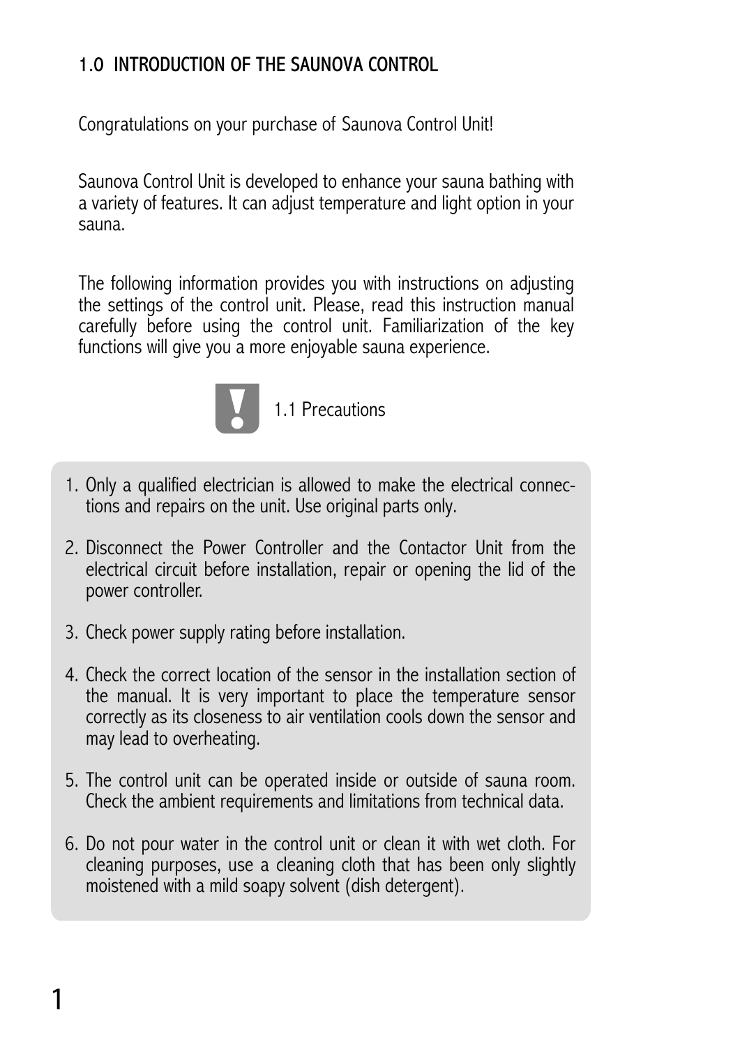## 1.0 INTRODUCTION OF THE SAUNOVA CONTROL

Congratulations on your purchase of Saunova Control Unit!

Saunova Control Unit is developed to enhance your sauna bathing with a variety of features. It can adjust temperature and light option in your sauna.

The following information provides you with instructions on adjusting the settings of the control unit. Please, read this instruction manual carefully before using the control unit. Familiarization of the key functions will give you a more enjoyable sauna experience.

### 1.1 Precautions

1. Only a qualified electrician is allowed to make the electrical connections and repairs on the unit. Use original parts only.
2. Disconnect the Power Controller and the Contactor Unit from the electrical circuit before installation, repair or opening the lid of the power controller.
3. Check power supply rating before installation.
4. Check the correct location of the sensor in the installation section of the manual. It is very important to place the temperature sensor correctly as its closeness to air ventilation cools down the sensor and may lead to overheating.
5. The control unit can be operated inside or outside of sauna room. Check the ambient requirements and limitations from technical data.
6. Do not pour water in the control unit or clean it with wet cloth. For cleaning purposes, use a cleaning cloth that has been only slightly moistened with a mild soapy solvent (dish detergent).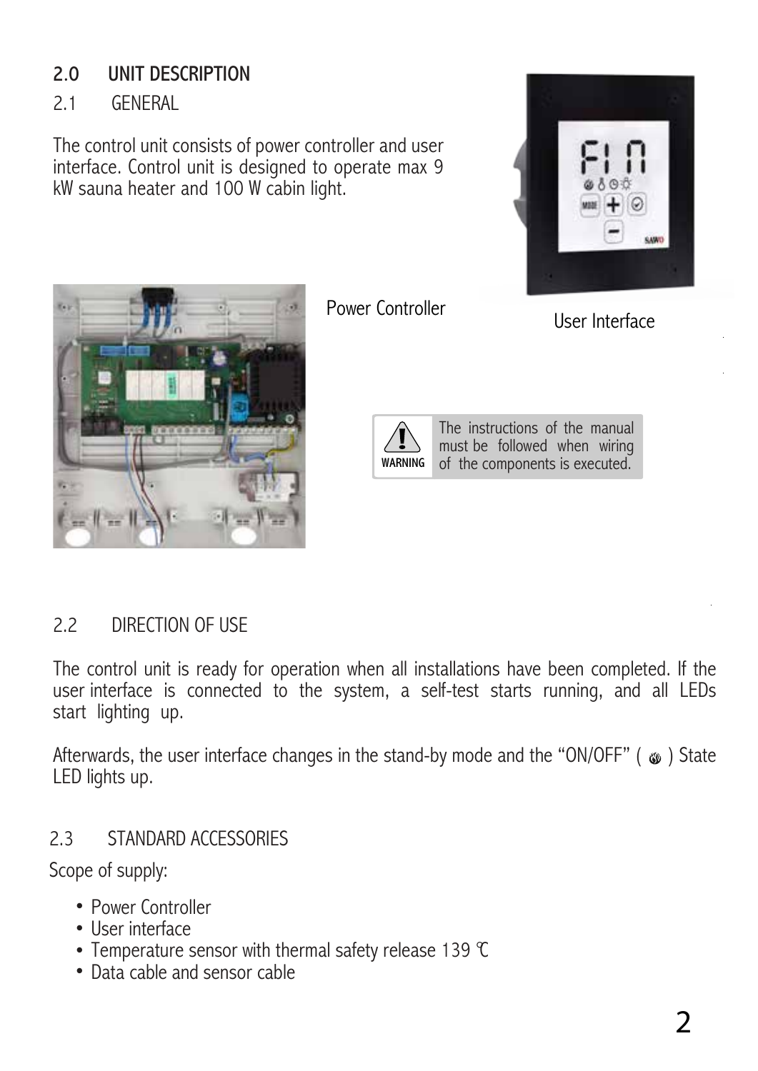## 2.0 UNIT DESCRIPTION

### 2.1 GENERAL

The control unit consists of power controller and user interface. Control unit is designed to operate max 9 kW sauna heater and 100 W cabin light.

Power Controller

User Interface

WARNING: The instructions of the manual must be followed when wiring of the components is executed.

### 2.2 DIRECTION OF USE

The control unit is ready for operation when all installations have been completed. If the user interface is connected to the system, a self-test starts running, and all LEDs start lighting up.

Afterwards, the user interface changes in the stand-by mode and the "ON/OFF" ( ) State LED lights up.

### 2.3 STANDARD ACCESSORIES

Scope of supply:

- Power Controller
- User interface
- Temperature sensor with thermal safety release 139 ℃
- Data cable and sensor cable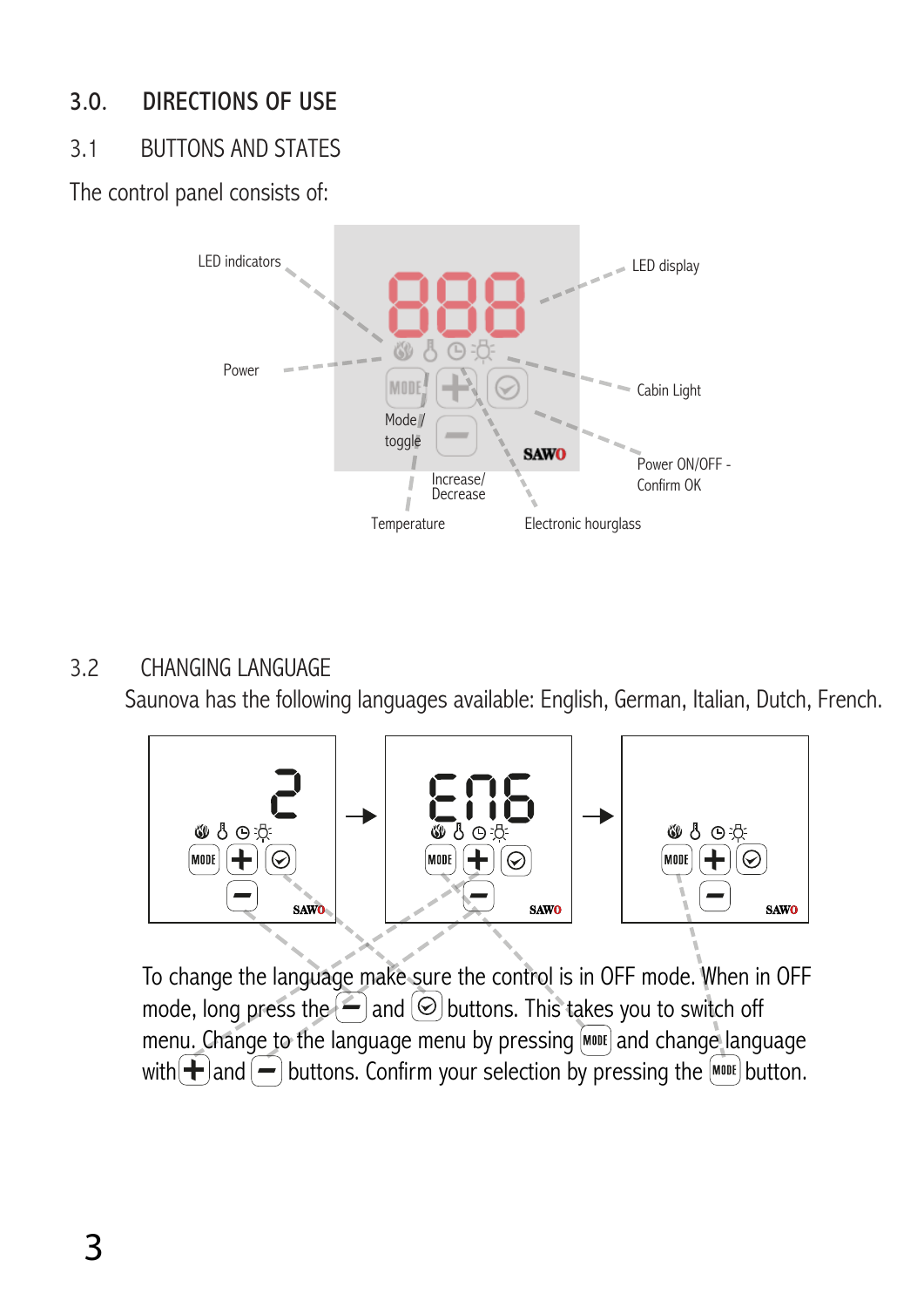## 3.0. DIRECTIONS OF USE

### 3.1 BUTTONS AND STATES

The control panel consists of:

LED indicators

LED display

Power

Cabin Light

Mode / toggle

Power ON/OFF - Confirm OK

Increase/ Decrease

Temperature

Electronic hourglass

### 3.2 CHANGING LANGUAGE

Saunova has the following languages available: English, German, Italian, Dutch, French.

To change the language make sure the control is in OFF mode. When in OFF mode, long press the [–] and [✓] buttons. This takes you to switch off menu. Change to the language menu by pressing [MODE] and change language with [+] and [–] buttons. Confirm your selection by pressing the [MODE] button.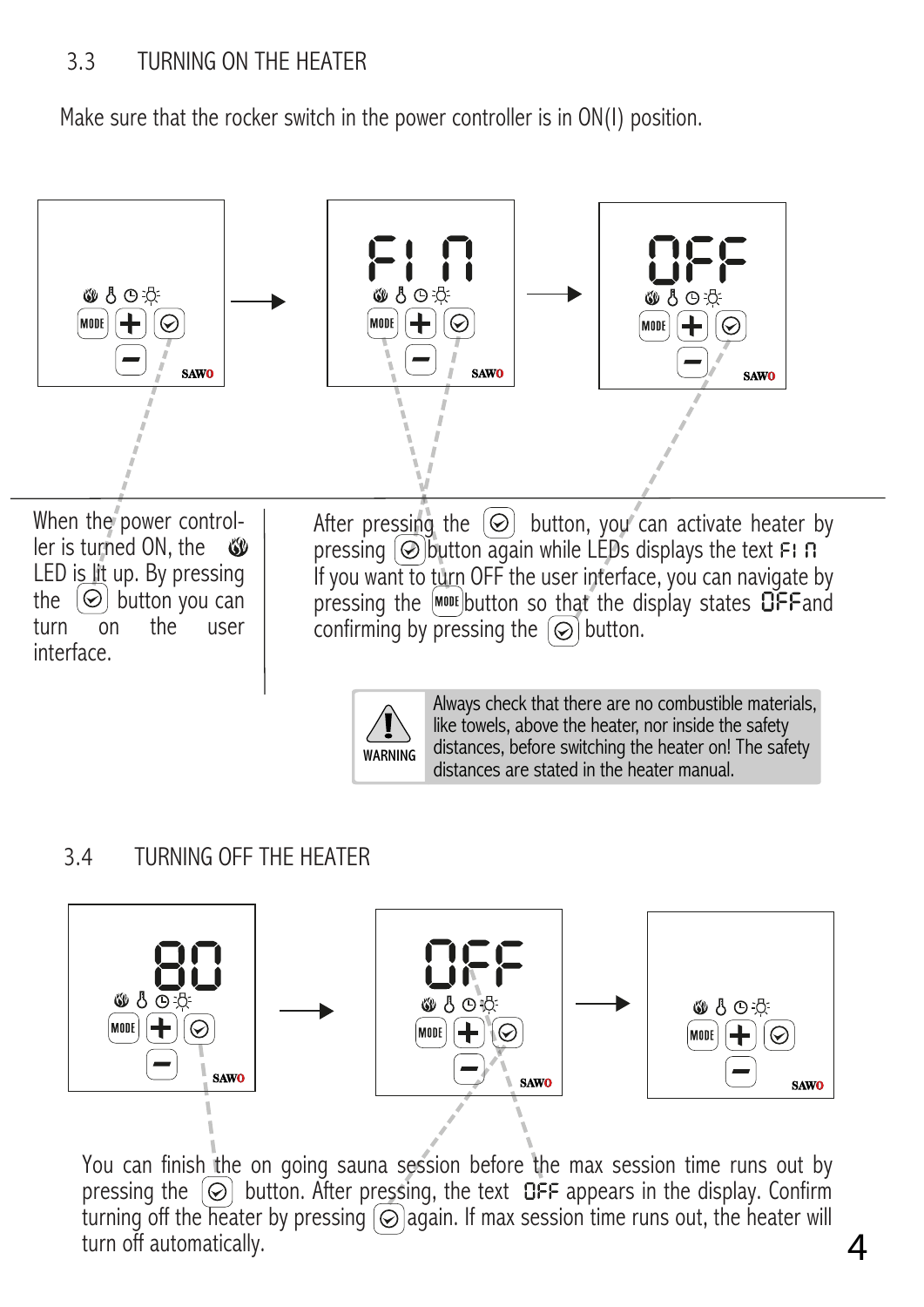## 3.3 TURNING ON THE HEATER

Make sure that the rocker switch in the power controller is in ON(I) position.

When the power controller is turned ON, the LED is lit up. By pressing the button you can turn on the user interface.

After pressing the button, you can activate heater by pressing button again while LEDs displays the text FIN. If you want to turn OFF the user interface, you can navigate by pressing the MODE button so that the display states OFF and confirming by pressing the button.

> **WARNING**
> Always check that there are no combustible materials, like towels, above the heater, nor inside the safety distances, before switching the heater on! The safety distances are stated in the heater manual.

## 3.4 TURNING OFF THE HEATER

You can finish the on going sauna session before the max session time runs out by pressing the button. After pressing, the text OFF appears in the display. Confirm turning off the heater by pressing again. If max session time runs out, the heater will turn off automatically.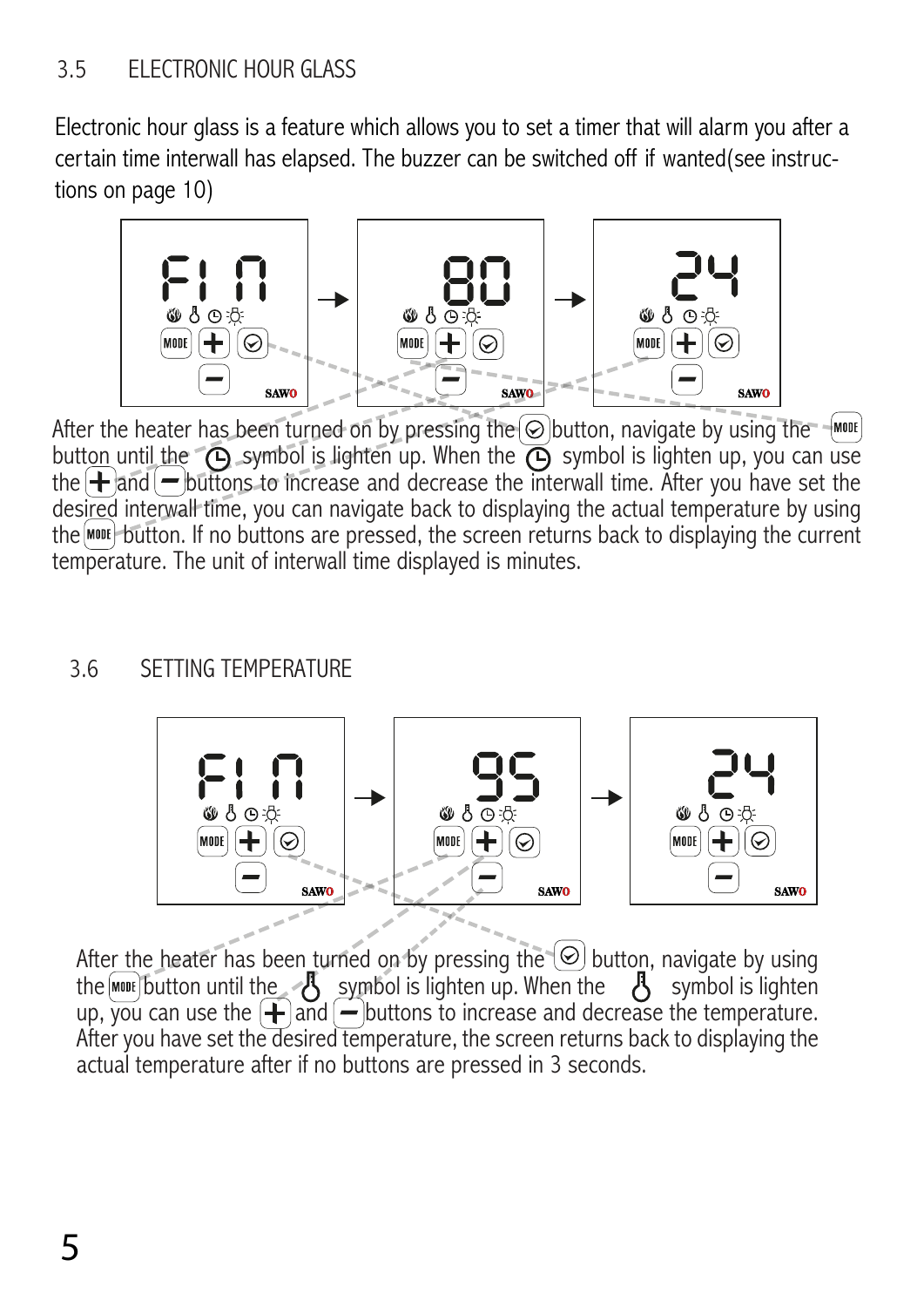## 3.5 ELECTRONIC HOUR GLASS

Electronic hour glass is a feature which allows you to set a timer that will alarm you after a certain time interwall has elapsed. The buzzer can be switched off if wanted(see instructions on page 10)

After the heater has been turned on by pressing the ⊘ button, navigate by using the MODE button until the ◷ symbol is lighten up. When the ◷ symbol is lighten up, you can use the + and − buttons to increase and decrease the interwall time. After you have set the desired interwall time, you can navigate back to displaying the actual temperature by using the MODE button. If no buttons are pressed, the screen returns back to displaying the current temperature. The unit of interwall time displayed is minutes.

## 3.6 SETTING TEMPERATURE

After the heater has been turned on by pressing the ⊘ button, navigate by using the MODE button until the 🌡 symbol is lighten up. When the 🌡 symbol is lighten up, you can use the + and − buttons to increase and decrease the temperature. After you have set the desired temperature, the screen returns back to displaying the actual temperature after if no buttons are pressed in 3 seconds.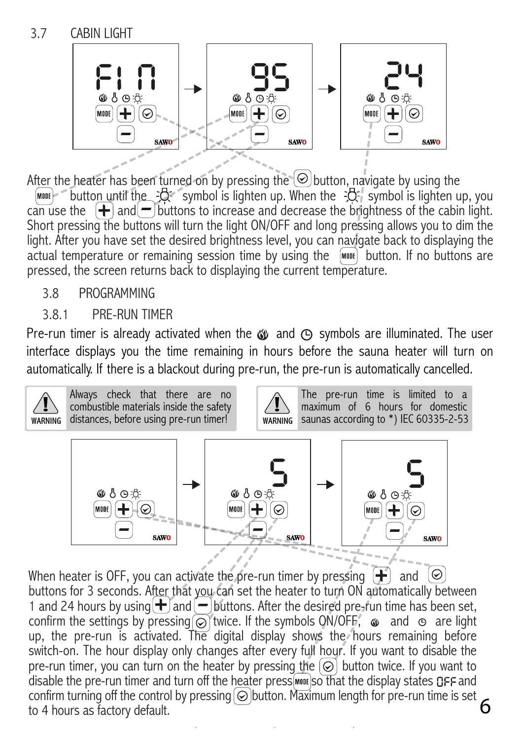## 3.7 CABIN LIGHT

After the heater has been turned on by pressing the ⊙ button, navigate by using the MODE button until the ☼ symbol is lighten up. When the ☼ symbol is lighten up, you can use the + and − buttons to increase and decrease the brightness of the cabin light. Short pressing the buttons will turn the light ON/OFF and long pressing allows you to dim the light. After you have set the desired brightness level, you can navigate back to displaying the actual temperature or remaining session time by using the MODE button. If no buttons are pressed, the screen returns back to displaying the current temperature.

## 3.8 PROGRAMMING

### 3.8.1 PRE-RUN TIMER

Pre-run timer is already activated when the ON/OFF and ⊕ symbols are illuminated. The user interface displays you the time remaining in hours before the sauna heater will turn on automatically. If there is a blackout during pre-run, the pre-run is automatically cancelled.

> **WARNING**: Always check that there are no combustible materials inside the safety distances, before using pre-run timer!

> **WARNING**: The pre-run time is limited to a maximum of 6 hours for domestic saunas according to *) IEC 60335-2-53

When heater is OFF, you can activate the pre-run timer by pressing + and ⊙ buttons for 3 seconds. After that you can set the heater to turn ON automatically between 1 and 24 hours by using + and − buttons. After the desired pre-run time has been set, confirm the settings by pressing ⊙ twice. If the symbols ON/OFF, ON/OFF and ⊕ are light up, the pre-run is activated. The digital display shows the hours remaining before switch-on. The hour display only changes after every full hour. If you want to disable the pre-run timer, you can turn on the heater by pressing the ⊙ button twice. If you want to disable the pre-run timer and turn off the heater press MODE so that the display states OFF and confirm turning off the control by pressing ⊙ button. Maximum length for pre-run time is set to 4 hours as factory default.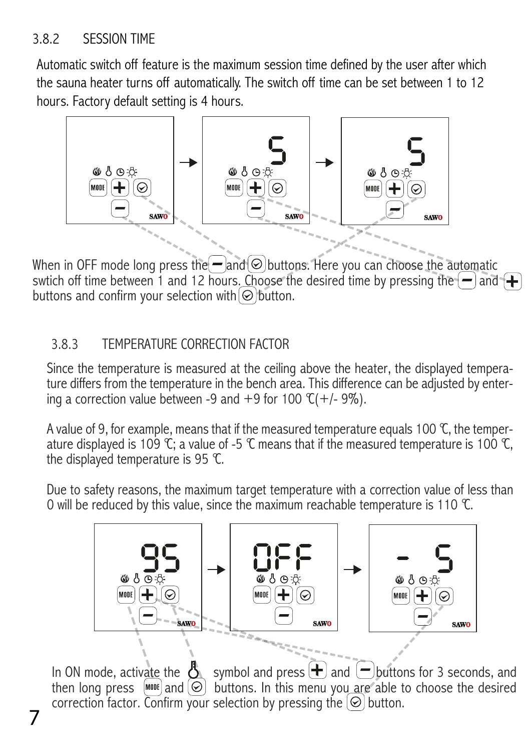### 3.8.2 SESSION TIME

Automatic switch off feature is the maximum session time defined by the user after which the sauna heater turns off automatically. The switch off time can be set between 1 to 12 hours. Factory default setting is 4 hours.

When in OFF mode long press the [−] and [✓] buttons. Here you can choose the automatic swtich off time between 1 and 12 hours. Choose the desired time by pressing the [−] and [+] buttons and confirm your selection with [✓] button.

### 3.8.3 TEMPERATURE CORRECTION FACTOR

Since the temperature is measured at the ceiling above the heater, the displayed temperature differs from the temperature in the bench area. This difference can be adjusted by entering a correction value between -9 and +9 for 100 ℃(+/- 9%).

A value of 9, for example, means that if the measured temperature equals 100 ℃, the temperature displayed is 109 ℃; a value of -5 ℃ means that if the measured temperature is 100 ℃, the displayed temperature is 95 ℃.

Due to safety reasons, the maximum target temperature with a correction value of less than 0 will be reduced by this value, since the maximum reachable temperature is 110 ℃.

In ON mode, activate the [thermometer] symbol and press [+] and [−] buttons for 3 seconds, and then long press [MODE] and [✓] buttons. In this menu you are able to choose the desired correction factor. Confirm your selection by pressing the [✓] button.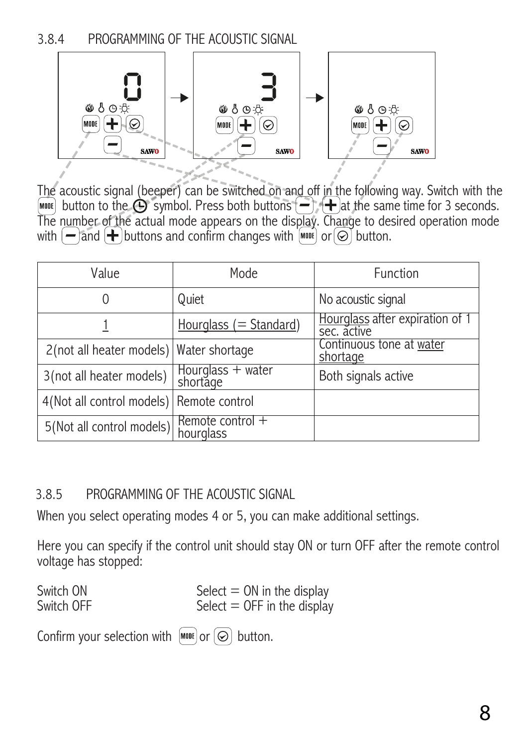### 3.8.4 PROGRAMMING OF THE ACOUSTIC SIGNAL

The acoustic signal (beeper) can be switched on and off in the following way. Switch with the MODE button to the ⌚ symbol. Press both buttons − + at the same time for 3 seconds. The number of the actual mode appears on the display. Change to desired operation mode with − and + buttons and confirm changes with MODE or ⊘ button.

| Value | Mode | Function |
|---|---|---|
| 0 | Quiet | No acoustic signal |
| 1 | Hourglass (= Standard) | Hourglass after expiration of 1 sec. active |
| 2(not all heater models) | Water shortage | Continuous tone at water shortage |
| 3(not all heater models) | Hourglass + water shortage | Both signals active |
| 4(Not all control models) | Remote control | |
| 5(Not all control models) | Remote control + hourglass | |

### 3.8.5 PROGRAMMING OF THE ACOUSTIC SIGNAL

When you select operating modes 4 or 5, you can make additional settings.

Here you can specify if the control unit should stay ON or turn OFF after the remote control voltage has stopped:

| | |
|---|---|
| Switch ON | Select = ON in the display |
| Switch OFF | Select = OFF in the display |

Confirm your selection with MODE or ⊘ button.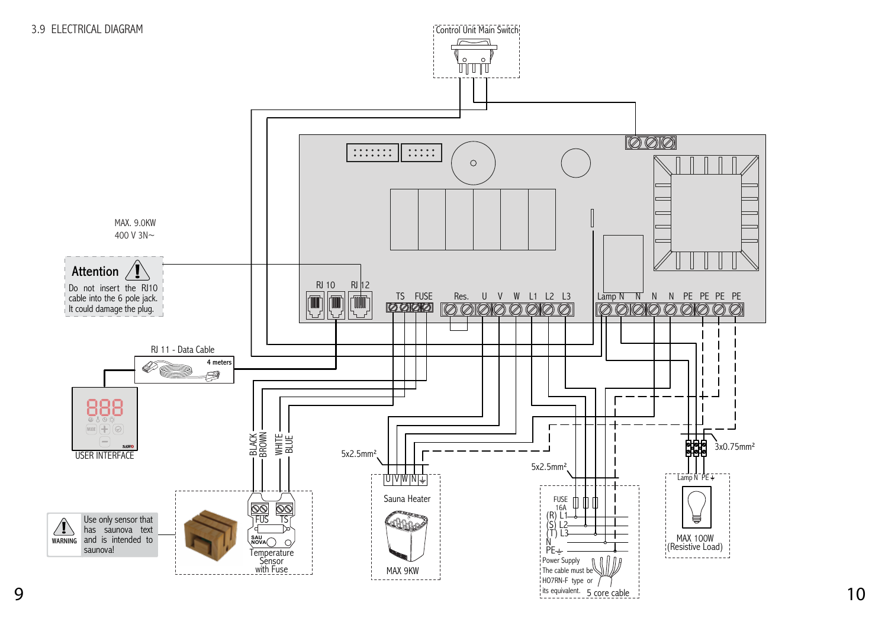## 3.9 ELECTRICAL DIAGRAM

Control Unit Main Switch

MAX. 9.0KW
400 V 3N~

**Attention**

Do not insert the RJ10 cable into the 6 pole jack. It could damage the plug.

RJ 10　RJ 12

TS　FUSE　Res.　U　V　W　L1　L2　L3　Lamp　N　N　N　N　PE　PE　PE　PE

RJ 11 - Data Cable

4 meters

USER INTERFACE

BLACK　BROWN　WHITE　BLUE

5x2.5mm²

5x2.5mm²

3x0.75mm²

U V W N ⏚

Sauna Heater

MAX 9KW

FUSE 16A
(R) L1
(S) L2
(T) L3
N
PE⏚

Power Supply
The cable must be H07RN-F type or its equivalent.

5 core cable

Lamp N PE⏚

MAX 100W
(Resistive Load)

WARNING

Use only sensor that has saunova text and is intended to saunova!

FUS　TS

SAU NOVA

Temperature Sensor with Fuse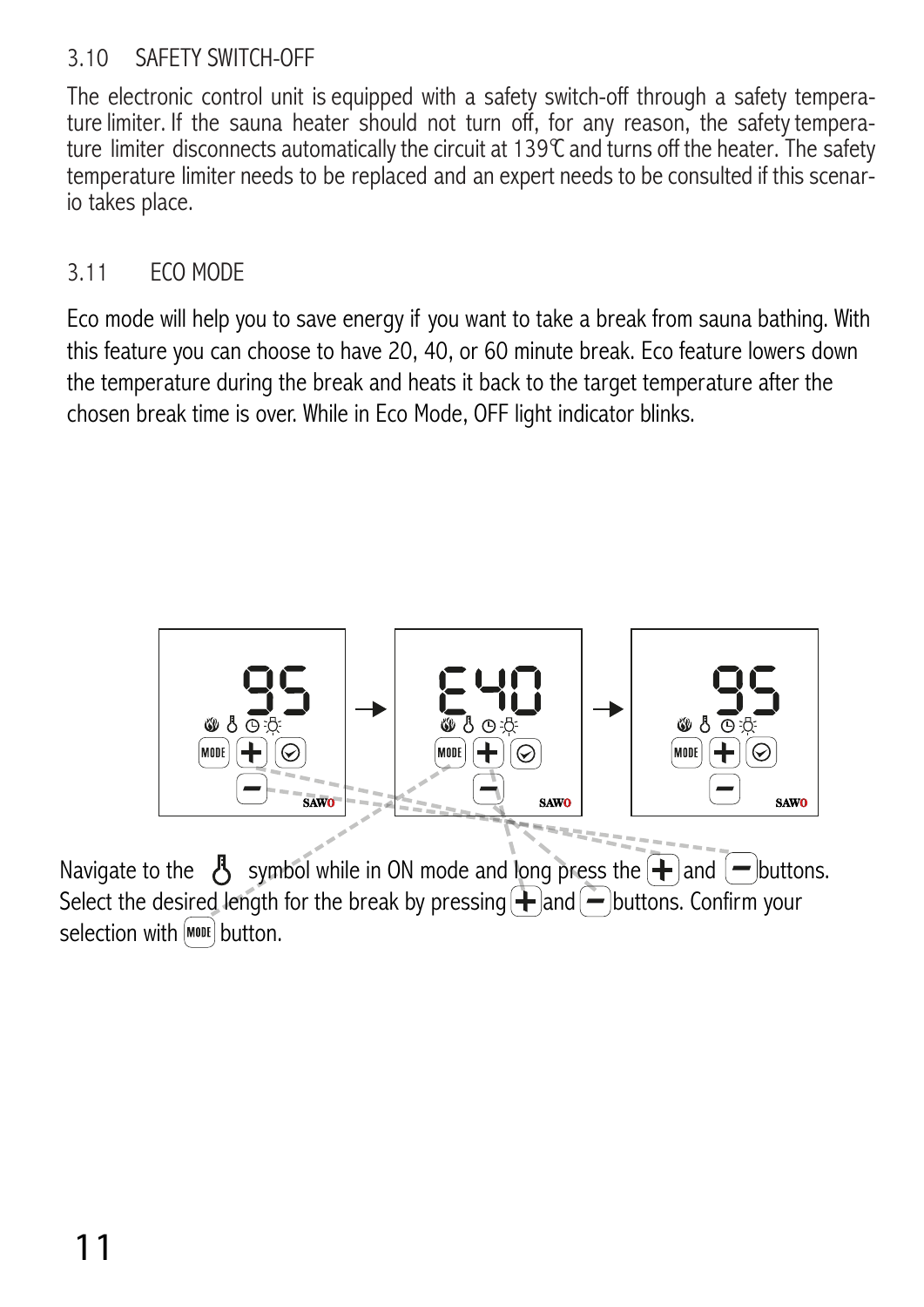## 3.10 SAFETY SWITCH-OFF

The electronic control unit is equipped with a safety switch-off through a safety temperature limiter. If the sauna heater should not turn off, for any reason, the safety temperature limiter disconnects automatically the circuit at 139℃ and turns off the heater. The safety temperature limiter needs to be replaced and an expert needs to be consulted if this scenario takes place.

## 3.11 ECO MODE

Eco mode will help you to save energy if you want to take a break from sauna bathing. With this feature you can choose to have 20, 40, or 60 minute break. Eco feature lowers down the temperature during the break and heats it back to the target temperature after the chosen break time is over. While in Eco Mode, OFF light indicator blinks.

Navigate to the symbol while in ON mode and long press the + and − buttons. Select the desired length for the break by pressing + and − buttons. Confirm your selection with MODE button.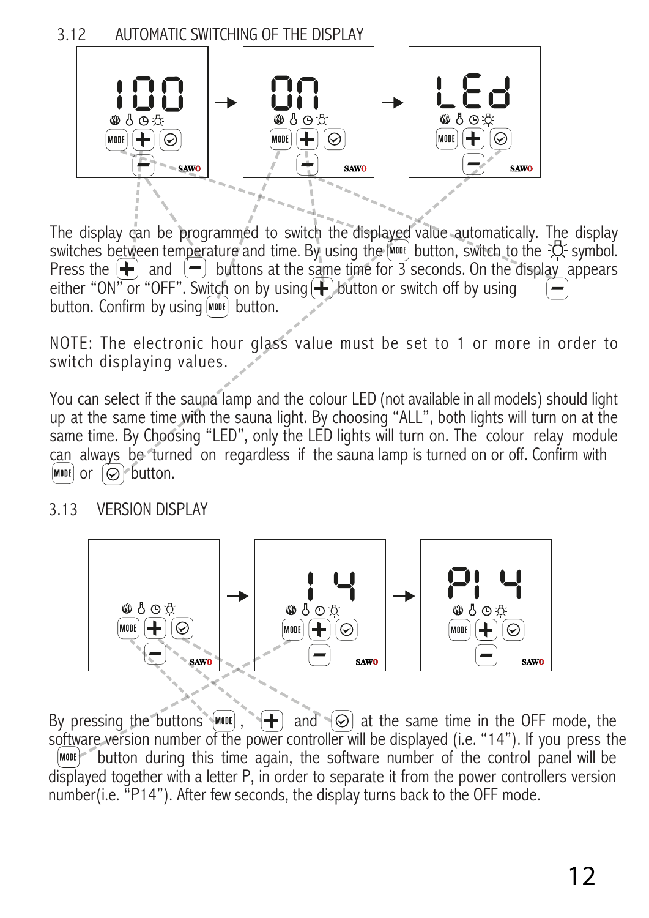## 3.12 AUTOMATIC SWITCHING OF THE DISPLAY

The display can be programmed to switch the displayed value automatically. The display switches between temperature and time. By using the MODE button, switch to the light symbol. Press the + and − buttons at the same time for 3 seconds. On the display appears either "ON" or "OFF". Switch on by using + button or switch off by using − button. Confirm by using MODE button.

NOTE: The electronic hour glass value must be set to 1 or more in order to switch displaying values.

You can select if the sauna lamp and the colour LED (not available in all models) should light up at the same time with the sauna light. By choosing "ALL", both lights will turn on at the same time. By Choosing "LED", only the LED lights will turn on. The colour relay module can always be turned on regardless if the sauna lamp is turned on or off. Confirm with MODE or ⊙ button.

## 3.13 VERSION DISPLAY

By pressing the buttons MODE, + and ⊙ at the same time in the OFF mode, the software version number of the power controller will be displayed (i.e. "14"). If you press the MODE button during this time again, the software number of the control panel will be displayed together with a letter P, in order to separate it from the power controllers version number(i.e. "P14"). After few seconds, the display turns back to the OFF mode.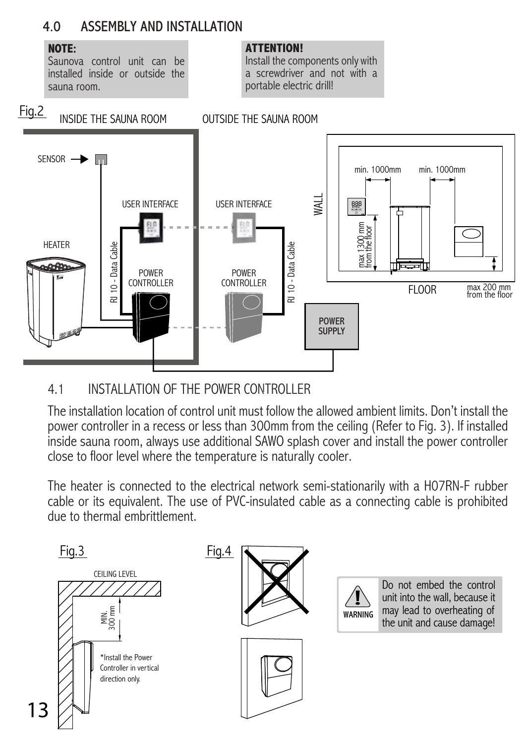## 4.0 ASSEMBLY AND INSTALLATION

**NOTE:**
Saunova control unit can be installed inside or outside the sauna room.

**ATTENTION!**
Install the components only with a screwdriver and not with a portable electric drill!

Fig.2

INSIDE THE SAUNA ROOM — OUTSIDE THE SAUNA ROOM

SENSOR, USER INTERFACE, HEATER, RJ 10 - Data Cable, POWER CONTROLLER, POWER SUPPLY, WALL, FLOOR, min. 1000mm, min. 1000mm, max 1300 mm from the floor, max 200 mm from the floor

### 4.1 INSTALLATION OF THE POWER CONTROLLER

The installation location of control unit must follow the allowed ambient limits. Don't install the power controller in a recess or less than 300mm from the ceiling (Refer to Fig. 3). If installed inside sauna room, always use additional SAWO splash cover and install the power controller close to floor level where the temperature is naturally cooler.

The heater is connected to the electrical network semi-stationarily with a H07RN-F rubber cable or its equivalent. The use of PVC-insulated cable as a connecting cable is prohibited due to thermal embrittlement.

Fig.3

CEILING LEVEL

MIN. 300 mm

*Install the Power Controller in vertical direction only.

Fig.4

WARNING

Do not embed the control unit into the wall, because it may lead to overheating of the unit and cause damage!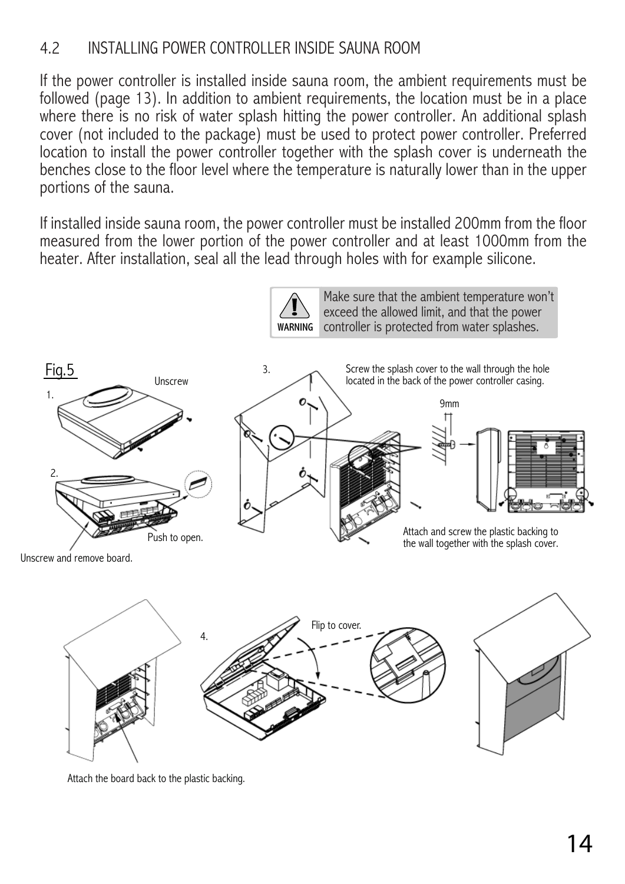## 4.2 INSTALLING POWER CONTROLLER INSIDE SAUNA ROOM

If the power controller is installed inside sauna room, the ambient requirements must be followed (page 13). In addition to ambient requirements, the location must be in a place where there is no risk of water splash hitting the power controller. An additional splash cover (not included to the package) must be used to protect power controller. Preferred location to install the power controller together with the splash cover is underneath the benches close to the floor level where the temperature is naturally lower than in the upper portions of the sauna.

If installed inside sauna room, the power controller must be installed 200mm from the floor measured from the lower portion of the power controller and at least 1000mm from the heater. After installation, seal all the lead through holes with for example silicone.

> **WARNING**: Make sure that the ambient temperature won't exceed the allowed limit, and that the power controller is protected from water splashes.

Fig.5

1. Unscrew

2. Push to open.
Unscrew and remove board.

3. Screw the splash cover to the wall through the hole located in the back of the power controller casing.
9mm
Attach and screw the plastic backing to the wall together with the splash cover.

4. Flip to cover.
Attach the board back to the plastic backing.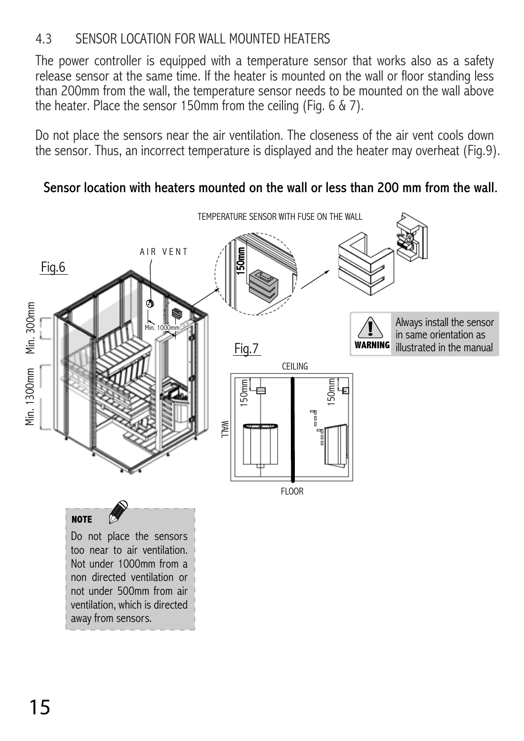## 4.3 SENSOR LOCATION FOR WALL MOUNTED HEATERS

The power controller is equipped with a temperature sensor that works also as a safety release sensor at the same time. If the heater is mounted on the wall or floor standing less than 200mm from the wall, the temperature sensor needs to be mounted on the wall above the heater. Place the sensor 150mm from the ceiling (Fig. 6 & 7).

Do not place the sensors near the air ventilation. The closeness of the air vent cools down the sensor. Thus, an incorrect temperature is displayed and the heater may overheat (Fig.9).

**Sensor location with heaters mounted on the wall or less than 200 mm from the wall.**

TEMPERATURE SENSOR WITH FUSE ON THE WALL

AIR VENT

Fig.6

Min. 300mm

Min. 1300mm

Min. 1000mm

150mm

**WARNING** Always install the sensor in same orientation as illustrated in the manual

Fig.7

CEILING

150mm

150mm

WALL

FLOOR

**NOTE**

Do not place the sensors too near to air ventilation. Not under 1000mm from a non directed ventilation or not under 500mm from air ventilation, which is directed away from sensors.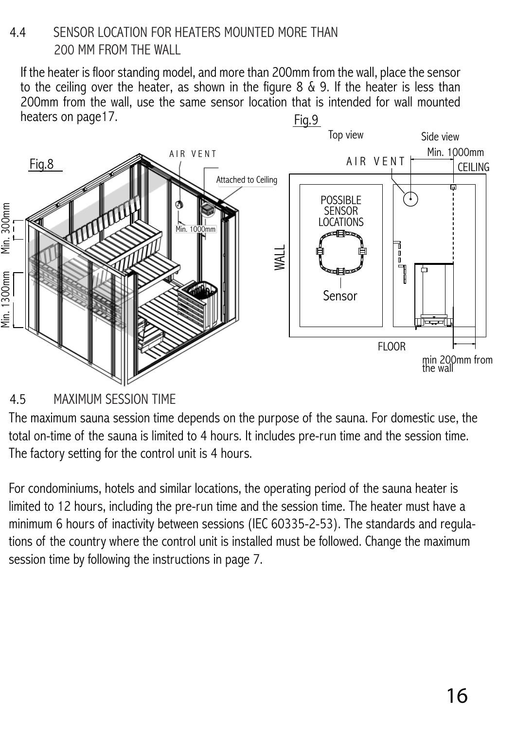## 4.4 SENSOR LOCATION FOR HEATERS MOUNTED MORE THAN 200 MM FROM THE WALL

If the heater is floor standing model, and more than 200mm from the wall, place the sensor to the ceiling over the heater, as shown in the figure 8 & 9. If the heater is less than 200mm from the wall, use the same sensor location that is intended for wall mounted heaters on page17.

Fig.8

AIR VENT

Attached to Ceiling

Min. 1000mm

Min. 300mm

Min. 1300mm

Fig.9

Top view

Side view

Min. 1000mm

AIR VENT

CEILING

POSSIBLE SENSOR LOCATIONS

WALL

Sensor

FLOOR

min 200mm from the wall

## 4.5 MAXIMUM SESSION TIME

The maximum sauna session time depends on the purpose of the sauna. For domestic use, the total on-time of the sauna is limited to 4 hours. It includes pre-run time and the session time. The factory setting for the control unit is 4 hours.

For condominiums, hotels and similar locations, the operating period of the sauna heater is limited to 12 hours, including the pre-run time and the session time. The heater must have a minimum 6 hours of inactivity between sessions (IEC 60335-2-53). The standards and regulations of the country where the control unit is installed must be followed. Change the maximum session time by following the instructions in page 7.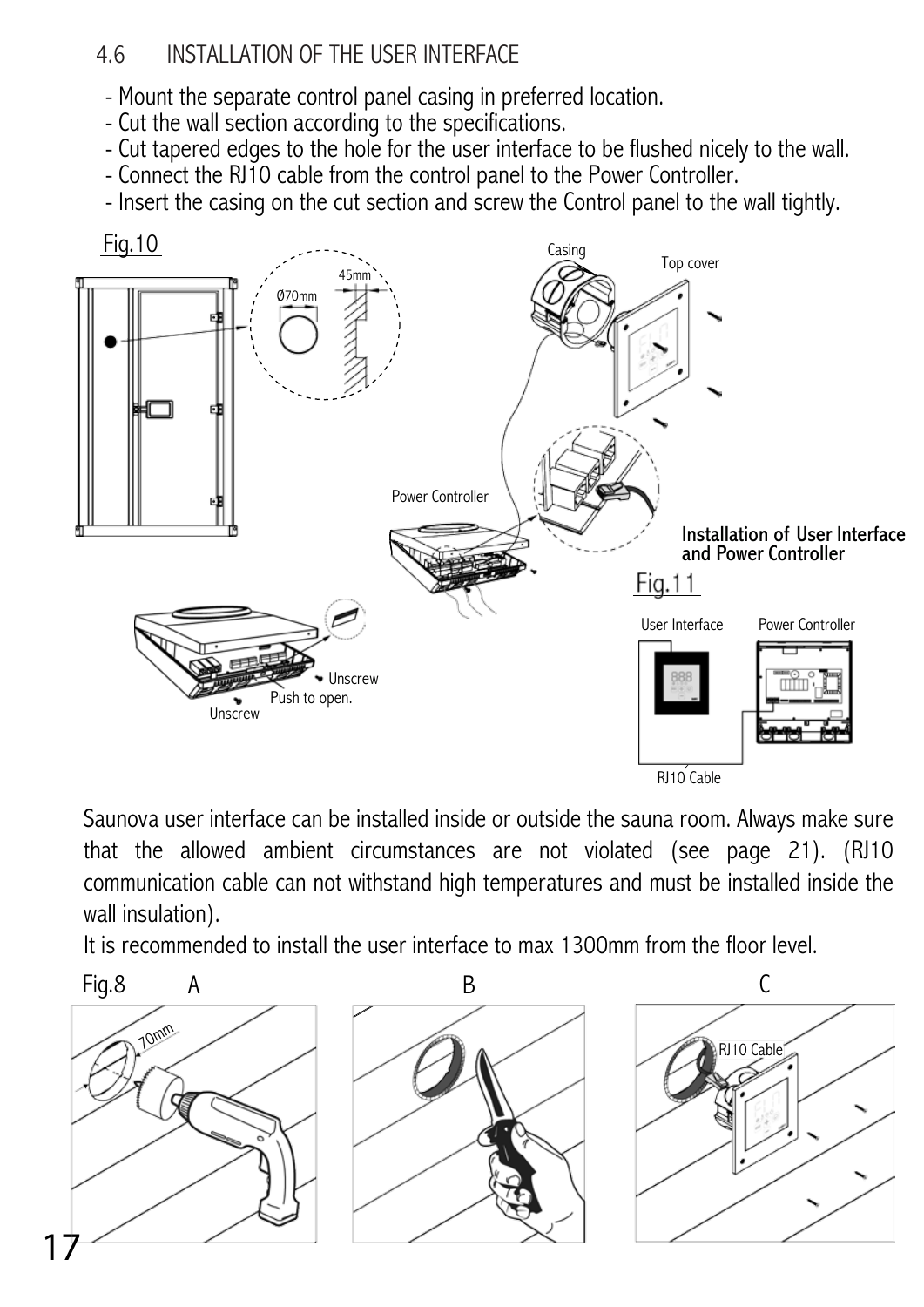## 4.6 INSTALLATION OF THE USER INTERFACE

- Mount the separate control panel casing in preferred location.
- Cut the wall section according to the specifications.
- Cut tapered edges to the hole for the user interface to be flushed nicely to the wall.
- Connect the RJ10 cable from the control panel to the Power Controller.
- Insert the casing on the cut section and screw the Control panel to the wall tightly.

Fig.10

Ø70mm

45mm

Casing

Top cover

Power Controller

Unscrew

Push to open.

Unscrew

**Installation of User Interface and Power Controller**

Fig.11

User Interface

Power Controller

RJ10 Cable

Saunova user interface can be installed inside or outside the sauna room. Always make sure that the allowed ambient circumstances are not violated (see page 21). (RJ10 communication cable can not withstand high temperatures and must be installed inside the wall insulation).

It is recommended to install the user interface to max 1300mm from the floor level.

Fig.8 A B C

70mm

RJ10 Cable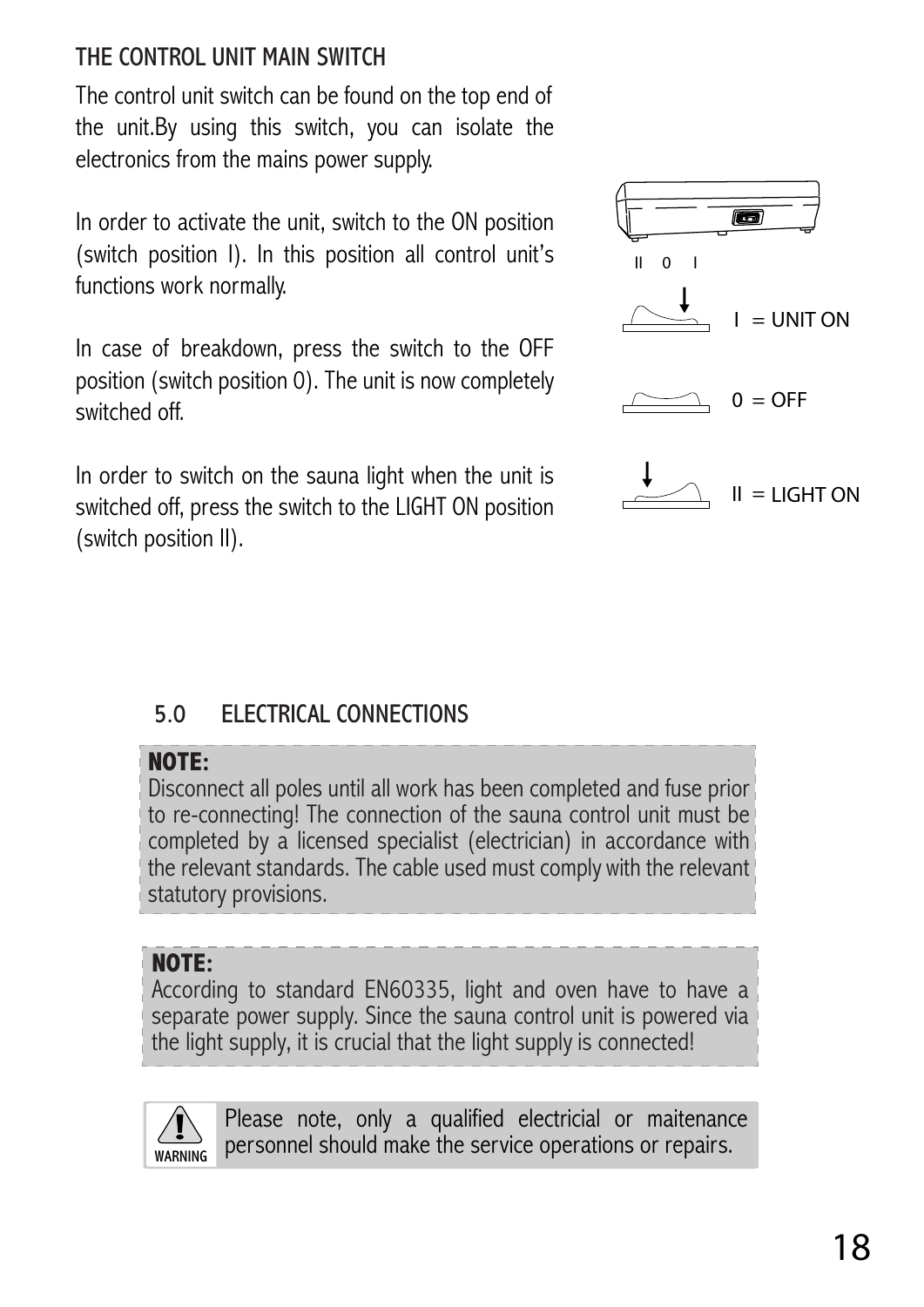## THE CONTROL UNIT MAIN SWITCH

The control unit switch can be found on the top end of the unit.By using this switch, you can isolate the electronics from the mains power supply.

In order to activate the unit, switch to the ON position (switch position I). In this position all control unit's functions work normally.

In case of breakdown, press the switch to the OFF position (switch position 0). The unit is now completely switched off.

In order to switch on the sauna light when the unit is switched off, press the switch to the LIGHT ON position (switch position II).

II 0 I

I = UNIT ON

0 = OFF

II = LIGHT ON

## 5.0 ELECTRICAL CONNECTIONS

**NOTE:**
Disconnect all poles until all work has been completed and fuse prior to re-connecting! The connection of the sauna control unit must be completed by a licensed specialist (electrician) in accordance with the relevant standards. The cable used must comply with the relevant statutory provisions.

**NOTE:**
According to standard EN60335, light and oven have to have a separate power supply. Since the sauna control unit is powered via the light supply, it is crucial that the light supply is connected!

WARNING

Please note, only a qualified electricial or maitenance personnel should make the service operations or repairs.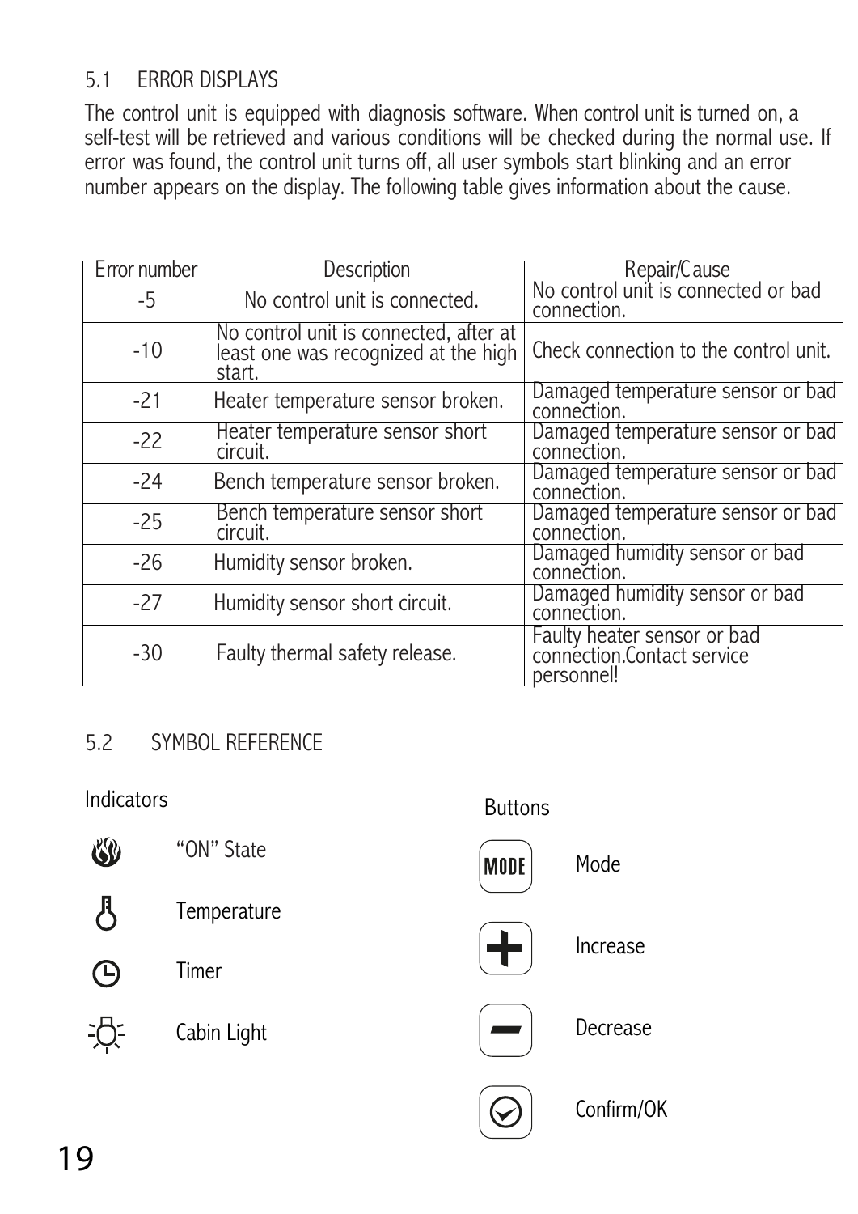## 5.1 ERROR DISPLAYS

The control unit is equipped with diagnosis software. When control unit is turned on, a self-test will be retrieved and various conditions will be checked during the normal use. If error was found, the control unit turns off, all user symbols start blinking and an error number appears on the display. The following table gives information about the cause.

| Error number | Description | Repair/Cause |
|---|---|---|
| -5 | No control unit is connected. | No control unit is connected or bad connection. |
| -10 | No control unit is connected, after at least one was recognized at the high start. | Check connection to the control unit. |
| -21 | Heater temperature sensor broken. | Damaged temperature sensor or bad connection. |
| -22 | Heater temperature sensor short circuit. | Damaged temperature sensor or bad connection. |
| -24 | Bench temperature sensor broken. | Damaged temperature sensor or bad connection. |
| -25 | Bench temperature sensor short circuit. | Damaged temperature sensor or bad connection. |
| -26 | Humidity sensor broken. | Damaged humidity sensor or bad connection. |
| -27 | Humidity sensor short circuit. | Damaged humidity sensor or bad connection. |
| -30 | Faulty thermal safety release. | Faulty heater sensor or bad connection.Contact service personnel! |

## 5.2 SYMBOL REFERENCE

Indicators

- "ON" State
- Temperature
- Timer
- Cabin Light

Buttons

- MODE — Mode
- + — Increase
- – — Decrease
- Confirm/OK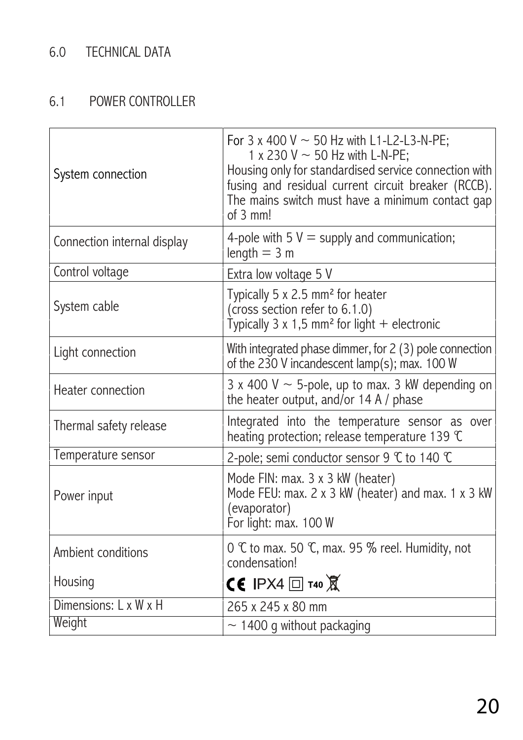## 6.0 TECHNICAL DATA

### 6.1 POWER CONTROLLER

| | |
|---|---|
| System connection | For 3 x 400 V ~ 50 Hz with L1-L2-L3-N-PE;<br>1 x 230 V ~ 50 Hz with L-N-PE;<br>Housing only for standardised service connection with fusing and residual current circuit breaker (RCCB). The mains switch must have a minimum contact gap of 3 mm! |
| Connection internal display | 4-pole with 5 V = supply and communication;<br>length = 3 m |
| Control voltage | Extra low voltage 5 V |
| System cable | Typically 5 x 2.5 mm² for heater<br>(cross section refer to 6.1.0)<br>Typically 3 x 1,5 mm² for light + electronic |
| Light connection | With integrated phase dimmer, for 2 (3) pole connection of the 230 V incandescent lamp(s); max. 100 W |
| Heater connection | 3 x 400 V ~ 5-pole, up to max. 3 kW depending on the heater output, and/or 14 A / phase |
| Thermal safety release | Integrated into the temperature sensor as over heating protection; release temperature 139 °C |
| Temperature sensor | 2-pole; semi conductor sensor 9 °C to 140 °C |
| Power input | Mode FIN: max. 3 x 3 kW (heater)<br>Mode FEU: max. 2 x 3 kW (heater) and max. 1 x 3 kW (evaporator)<br>For light: max. 100 W |
| Ambient conditions | 0 °C to max. 50 °C, max. 95 % reel. Humidity, not condensation! |
| Housing | CE IPX4 ▢ T40 |
| Dimensions: L x W x H | 265 x 245 x 80 mm |
| Weight | ~ 1400 g without packaging |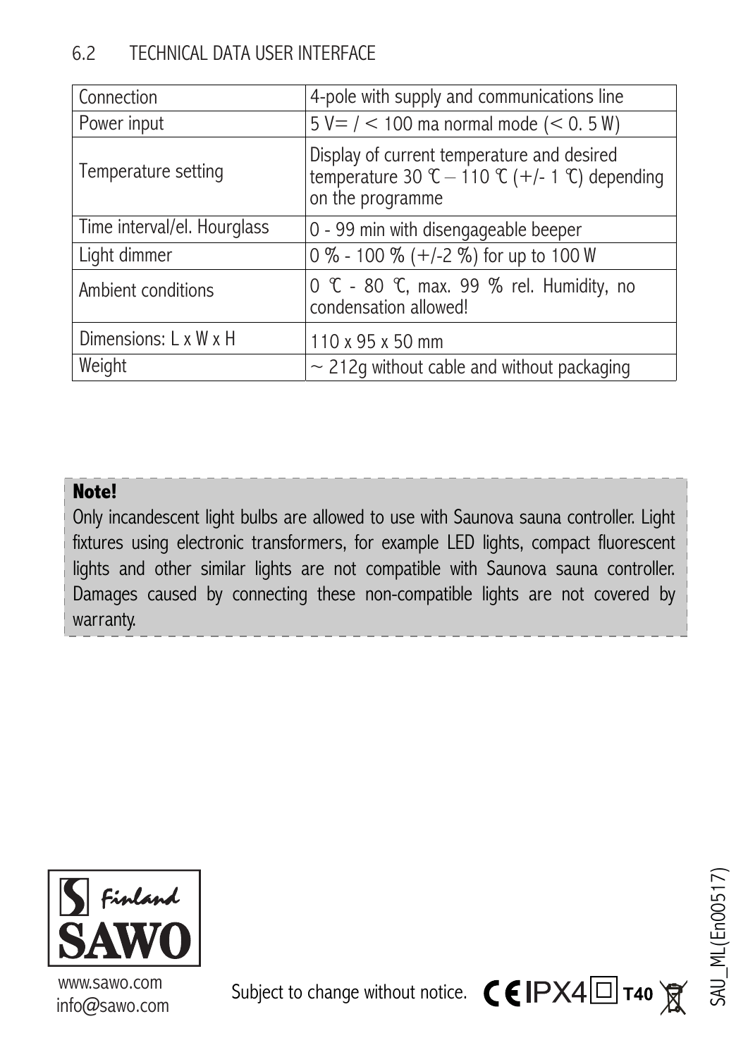## 6.2 TECHNICAL DATA USER INTERFACE

| | |
|---|---|
| Connection | 4-pole with supply and communications line |
| Power input | 5 V= / < 100 ma normal mode (< 0. 5 W) |
| Temperature setting | Display of current temperature and desired temperature 30 ℃ – 110 ℃ (+/- 1 ℃) depending on the programme |
| Time interval/el. Hourglass | 0 - 99 min with disengageable beeper |
| Light dimmer | 0 % - 100 % (+/-2 %) for up to 100 W |
| Ambient conditions | 0 ℃ - 80 ℃, max. 99 % rel. Humidity, no condensation allowed! |
| Dimensions: L x W x H | 110 x 95 x 50 mm |
| Weight | ~ 212g without cable and without packaging |

**Note!**
Only incandescent light bulbs are allowed to use with Saunova sauna controller. Light fixtures using electronic transformers, for example LED lights, compact fluorescent lights and other similar lights are not compatible with Saunova sauna controller. Damages caused by connecting these non-compatible lights are not covered by warranty.

S Finland SAWO

www.sawo.com
info@sawo.com

Subject to change without notice. CE IPX4 T40

SAU_ML(En00517)